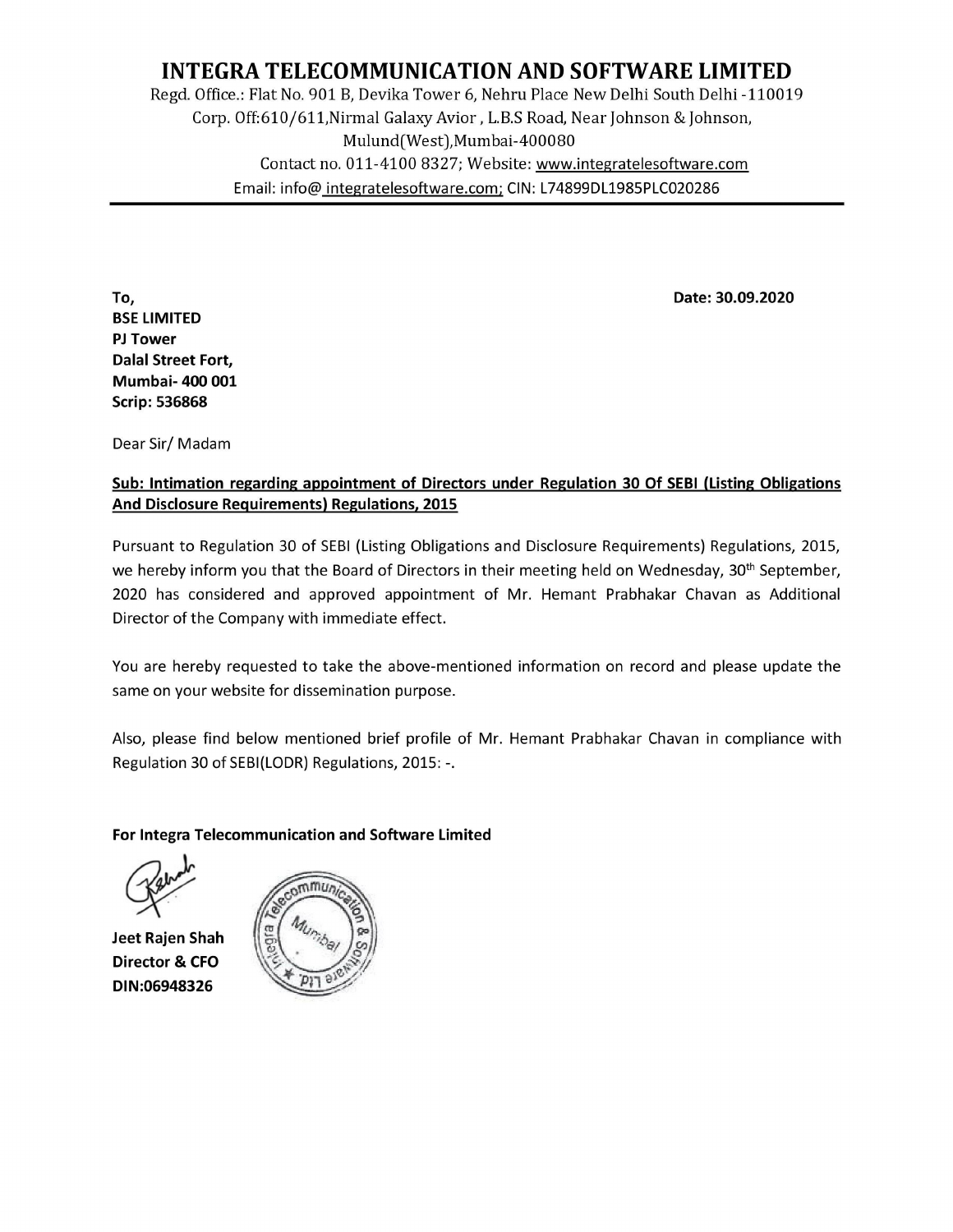# INTEGRA TELECOMMUNICATION AND SOFTWARE LIMITED

Regd. Office.: Flat No. 901 B, Devika Tower 6, Nehru Place New Delhi South Delhi -110019
Corp. Off:610/611,Nirmal Galaxy Avior , L.B.S Road, Near Johnson & Johnson, Mulund(West),Mumbai-400080
Contact no. 011-4100 8327; Website: www.integratelesoftware.com
Email: info@ integratelesoftware.com; CIN: L74899DL1985PLC020286

---

**Date: 30.09.2020**

**To,**
**BSE LIMITED**
**PJ Tower**
**Dalal Street Fort,**
**Mumbai- 400 001**
**Scrip: 536868**

Dear Sir/ Madam

**Sub: Intimation regarding appointment of Directors under Regulation 30 Of SEBI (Listing Obligations And Disclosure Requirements) Regulations, 2015**

Pursuant to Regulation 30 of SEBI (Listing Obligations and Disclosure Requirements) Regulations, 2015, we hereby inform you that the Board of Directors in their meeting held on Wednesday, 30th September, 2020 has considered and approved appointment of Mr. Hemant Prabhakar Chavan as Additional Director of the Company with immediate effect.

You are hereby requested to take the above-mentioned information on record and please update the same on your website for dissemination purpose.

Also, please find below mentioned brief profile of Mr. Hemant Prabhakar Chavan in compliance with Regulation 30 of SEBI(LODR) Regulations, 2015: -.

**For Integra Telecommunication and Software Limited**

**Jeet Rajen Shah**
**Director & CFO**
**DIN:06948326**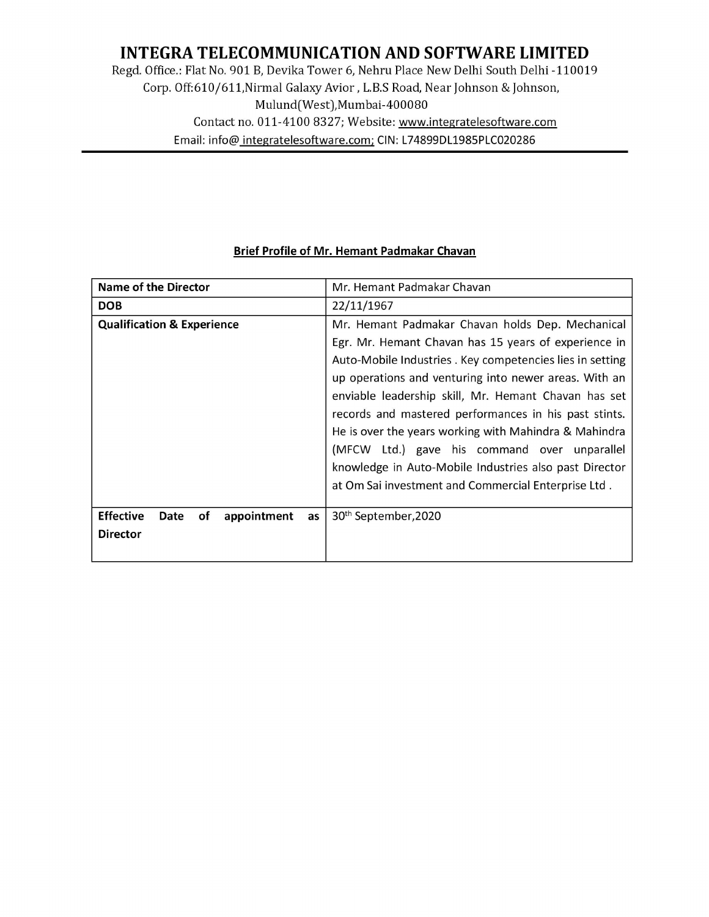# INTEGRA TELECOMMUNICATION AND SOFTWARE LIMITED

Regd. Office.: Flat No. 901 B, Devika Tower 6, Nehru Place New Delhi South Delhi -110019
Corp. Off:610/611,Nirmal Galaxy Avior , L.B.S Road, Near Johnson & Johnson, Mulund(West),Mumbai-400080
Contact no. 011-4100 8327; Website: www.integratelesoftware.com
Email: info@ integratelesoftware.com; CIN: L74899DL1985PLC020286

---

**Brief Profile of Mr. Hemant Padmakar Chavan**

| | |
|---|---|
| **Name of the Director** | Mr. Hemant Padmakar Chavan |
| **DOB** | 22/11/1967 |
| **Qualification & Experience** | Mr. Hemant Padmakar Chavan holds Dep. Mechanical Egr. Mr. Hemant Chavan has 15 years of experience in Auto-Mobile Industries . Key competencies lies in setting up operations and venturing into newer areas. With an enviable leadership skill, Mr. Hemant Chavan has set records and mastered performances in his past stints. He is over the years working with Mahindra & Mahindra (MFCW Ltd.) gave his command over unparallel knowledge in Auto-Mobile Industries also past Director at Om Sai investment and Commercial Enterprise Ltd . |
| **Effective Date of appointment as Director** | 30th September,2020 |